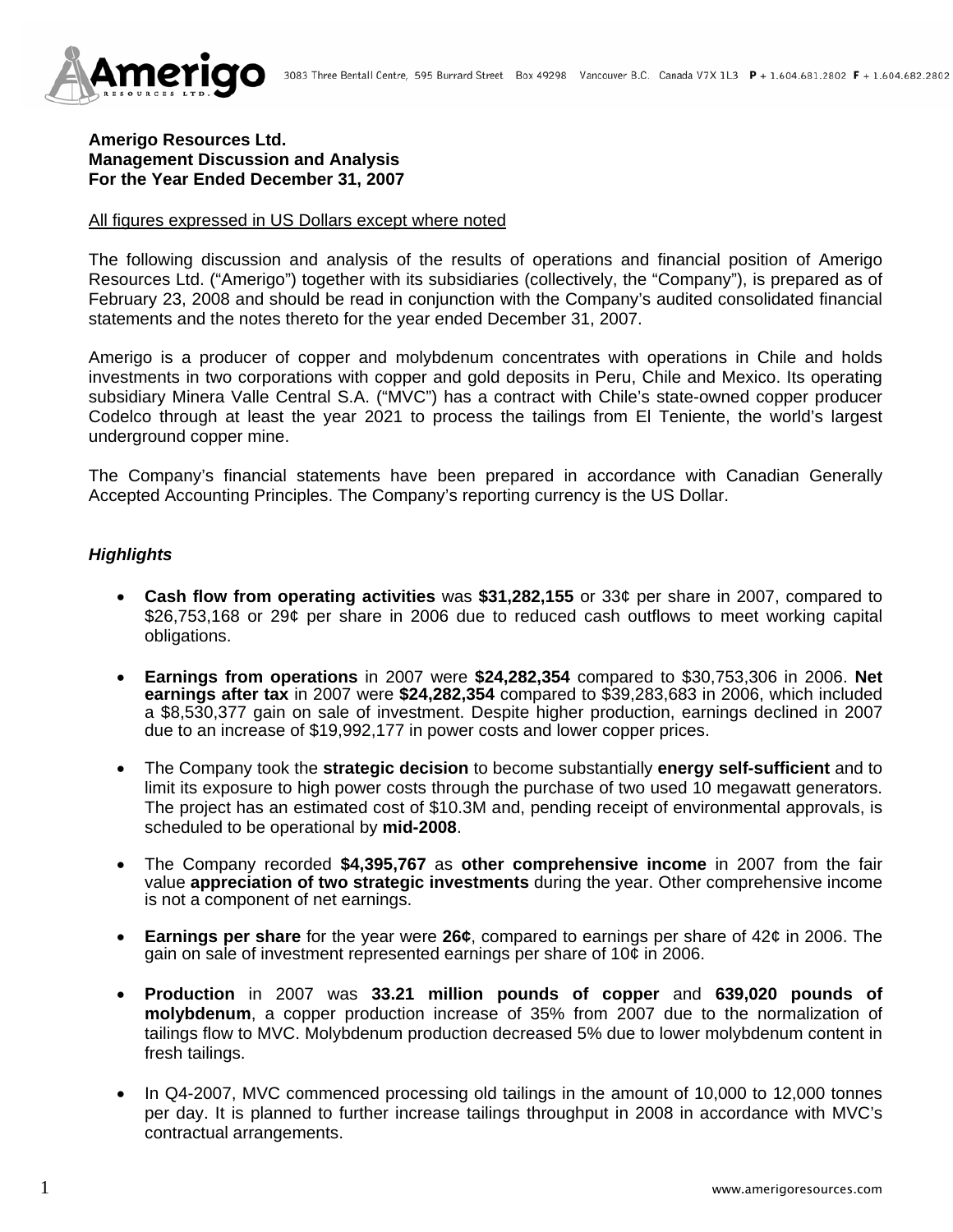**Amerigo Resources Ltd.**
**Management Discussion and Analysis**
**For the Year Ended December 31, 2007**

All figures expressed in US Dollars except where noted

The following discussion and analysis of the results of operations and financial position of Amerigo Resources Ltd. ("Amerigo") together with its subsidiaries (collectively, the "Company"), is prepared as of February 23, 2008 and should be read in conjunction with the Company's audited consolidated financial statements and the notes thereto for the year ended December 31, 2007.

Amerigo is a producer of copper and molybdenum concentrates with operations in Chile and holds investments in two corporations with copper and gold deposits in Peru, Chile and Mexico. Its operating subsidiary Minera Valle Central S.A. ("MVC") has a contract with Chile's state-owned copper producer Codelco through at least the year 2021 to process the tailings from El Teniente, the world's largest underground copper mine.

The Company's financial statements have been prepared in accordance with Canadian Generally Accepted Accounting Principles. The Company's reporting currency is the US Dollar.

### *Highlights*

- **Cash flow from operating activities** was **$31,282,155** or 33¢ per share in 2007, compared to $26,753,168 or 29¢ per share in 2006 due to reduced cash outflows to meet working capital obligations.

- **Earnings from operations** in 2007 were **$24,282,354** compared to $30,753,306 in 2006. **Net earnings after tax** in 2007 were **$24,282,354** compared to $39,283,683 in 2006, which included a $8,530,377 gain on sale of investment. Despite higher production, earnings declined in 2007 due to an increase of $19,992,177 in power costs and lower copper prices.

- The Company took the **strategic decision** to become substantially **energy self-sufficient** and to limit its exposure to high power costs through the purchase of two used 10 megawatt generators. The project has an estimated cost of $10.3M and, pending receipt of environmental approvals, is scheduled to be operational by **mid-2008**.

- The Company recorded **$4,395,767** as **other comprehensive income** in 2007 from the fair value **appreciation of two strategic investments** during the year. Other comprehensive income is not a component of net earnings.

- **Earnings per share** for the year were **26¢**, compared to earnings per share of 42¢ in 2006. The gain on sale of investment represented earnings per share of 10¢ in 2006.

- **Production** in 2007 was **33.21 million pounds of copper** and **639,020 pounds of molybdenum**, a copper production increase of 35% from 2007 due to the normalization of tailings flow to MVC. Molybdenum production decreased 5% due to lower molybdenum content in fresh tailings.

- In Q4-2007, MVC commenced processing old tailings in the amount of 10,000 to 12,000 tonnes per day. It is planned to further increase tailings throughput in 2008 in accordance with MVC's contractual arrangements.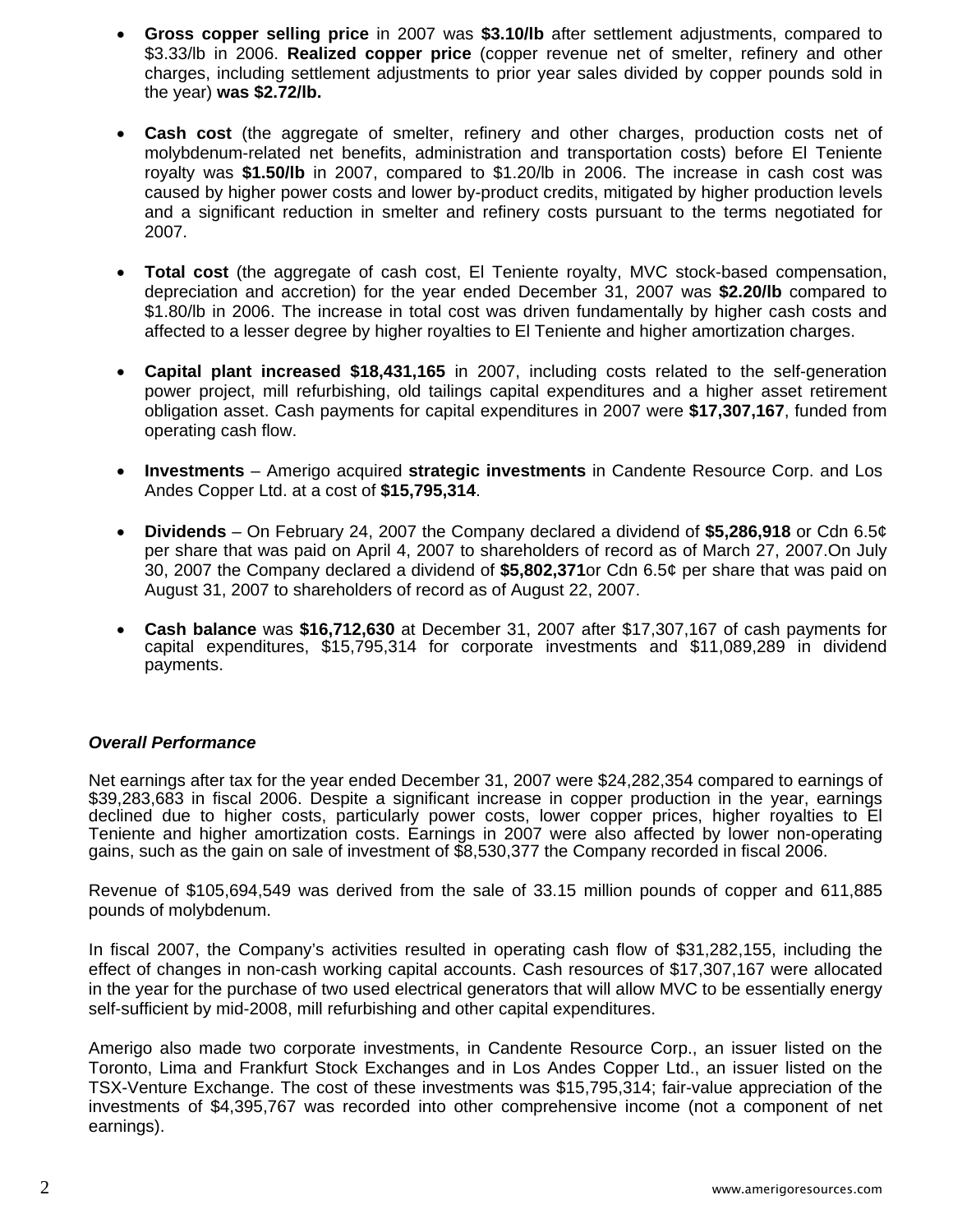- **Gross copper selling price** in 2007 was **$3.10/lb** after settlement adjustments, compared to $3.33/lb in 2006. **Realized copper price** (copper revenue net of smelter, refinery and other charges, including settlement adjustments to prior year sales divided by copper pounds sold in the year) **was $2.72/lb.**

- **Cash cost** (the aggregate of smelter, refinery and other charges, production costs net of molybdenum-related net benefits, administration and transportation costs) before El Teniente royalty was **$1.50/lb** in 2007, compared to $1.20/lb in 2006. The increase in cash cost was caused by higher power costs and lower by-product credits, mitigated by higher production levels and a significant reduction in smelter and refinery costs pursuant to the terms negotiated for 2007.

- **Total cost** (the aggregate of cash cost, El Teniente royalty, MVC stock-based compensation, depreciation and accretion) for the year ended December 31, 2007 was **$2.20/lb** compared to $1.80/lb in 2006. The increase in total cost was driven fundamentally by higher cash costs and affected to a lesser degree by higher royalties to El Teniente and higher amortization charges.

- **Capital plant increased $18,431,165** in 2007, including costs related to the self-generation power project, mill refurbishing, old tailings capital expenditures and a higher asset retirement obligation asset. Cash payments for capital expenditures in 2007 were **$17,307,167**, funded from operating cash flow.

- **Investments** – Amerigo acquired **strategic investments** in Candente Resource Corp. and Los Andes Copper Ltd. at a cost of **$15,795,314**.

- **Dividends** – On February 24, 2007 the Company declared a dividend of **$5,286,918** or Cdn 6.5¢ per share that was paid on April 4, 2007 to shareholders of record as of March 27, 2007.On July 30, 2007 the Company declared a dividend of **$5,802,371**or Cdn 6.5¢ per share that was paid on August 31, 2007 to shareholders of record as of August 22, 2007.

- **Cash balance** was **$16,712,630** at December 31, 2007 after $17,307,167 of cash payments for capital expenditures, $15,795,314 for corporate investments and $11,089,289 in dividend payments.

### *Overall Performance*

Net earnings after tax for the year ended December 31, 2007 were $24,282,354 compared to earnings of $39,283,683 in fiscal 2006. Despite a significant increase in copper production in the year, earnings declined due to higher costs, particularly power costs, lower copper prices, higher royalties to El Teniente and higher amortization costs. Earnings in 2007 were also affected by lower non-operating gains, such as the gain on sale of investment of $8,530,377 the Company recorded in fiscal 2006.

Revenue of $105,694,549 was derived from the sale of 33.15 million pounds of copper and 611,885 pounds of molybdenum.

In fiscal 2007, the Company's activities resulted in operating cash flow of $31,282,155, including the effect of changes in non-cash working capital accounts. Cash resources of $17,307,167 were allocated in the year for the purchase of two used electrical generators that will allow MVC to be essentially energy self-sufficient by mid-2008, mill refurbishing and other capital expenditures.

Amerigo also made two corporate investments, in Candente Resource Corp., an issuer listed on the Toronto, Lima and Frankfurt Stock Exchanges and in Los Andes Copper Ltd., an issuer listed on the TSX-Venture Exchange. The cost of these investments was $15,795,314; fair-value appreciation of the investments of $4,395,767 was recorded into other comprehensive income (not a component of net earnings).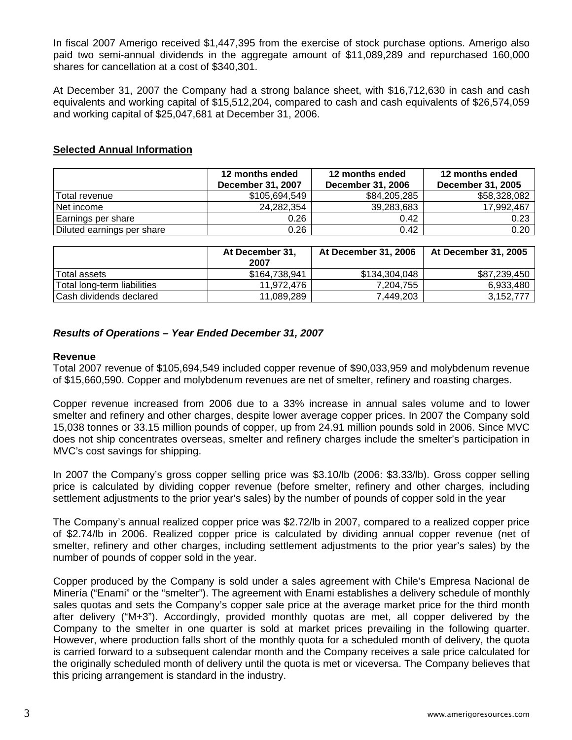In fiscal 2007 Amerigo received $1,447,395 from the exercise of stock purchase options. Amerigo also paid two semi-annual dividends in the aggregate amount of $11,089,289 and repurchased 160,000 shares for cancellation at a cost of $340,301.

At December 31, 2007 the Company had a strong balance sheet, with $16,712,630 in cash and cash equivalents and working capital of $15,512,204, compared to cash and cash equivalents of $26,574,059 and working capital of $25,047,681 at December 31, 2006.

## Selected Annual Information

| | 12 months ended December 31, 2007 | 12 months ended December 31, 2006 | 12 months ended December 31, 2005 |
|---|---|---|---|
| Total revenue | $105,694,549 | $84,205,285 | $58,328,082 |
| Net income | 24,282,354 | 39,283,683 | 17,992,467 |
| Earnings per share | 0.26 | 0.42 | 0.23 |
| Diluted earnings per share | 0.26 | 0.42 | 0.20 |

| | At December 31, 2007 | At December 31, 2006 | At December 31, 2005 |
|---|---|---|---|
| Total assets | $164,738,941 | $134,304,048 | $87,239,450 |
| Total long-term liabilities | 11,972,476 | 7,204,755 | 6,933,480 |
| Cash dividends declared | 11,089,289 | 7,449,203 | 3,152,777 |

### *Results of Operations – Year Ended December 31, 2007*

**Revenue**

Total 2007 revenue of $105,694,549 included copper revenue of $90,033,959 and molybdenum revenue of $15,660,590. Copper and molybdenum revenues are net of smelter, refinery and roasting charges.

Copper revenue increased from 2006 due to a 33% increase in annual sales volume and to lower smelter and refinery and other charges, despite lower average copper prices. In 2007 the Company sold 15,038 tonnes or 33.15 million pounds of copper, up from 24.91 million pounds sold in 2006. Since MVC does not ship concentrates overseas, smelter and refinery charges include the smelter's participation in MVC's cost savings for shipping.

In 2007 the Company's gross copper selling price was $3.10/lb (2006: $3.33/lb). Gross copper selling price is calculated by dividing copper revenue (before smelter, refinery and other charges, including settlement adjustments to the prior year's sales) by the number of pounds of copper sold in the year

The Company's annual realized copper price was $2.72/lb in 2007, compared to a realized copper price of $2.74/lb in 2006. Realized copper price is calculated by dividing annual copper revenue (net of smelter, refinery and other charges, including settlement adjustments to the prior year's sales) by the number of pounds of copper sold in the year.

Copper produced by the Company is sold under a sales agreement with Chile's Empresa Nacional de Minería ("Enami" or the "smelter"). The agreement with Enami establishes a delivery schedule of monthly sales quotas and sets the Company's copper sale price at the average market price for the third month after delivery ("M+3"). Accordingly, provided monthly quotas are met, all copper delivered by the Company to the smelter in one quarter is sold at market prices prevailing in the following quarter. However, where production falls short of the monthly quota for a scheduled month of delivery, the quota is carried forward to a subsequent calendar month and the Company receives a sale price calculated for the originally scheduled month of delivery until the quota is met or viceversa. The Company believes that this pricing arrangement is standard in the industry.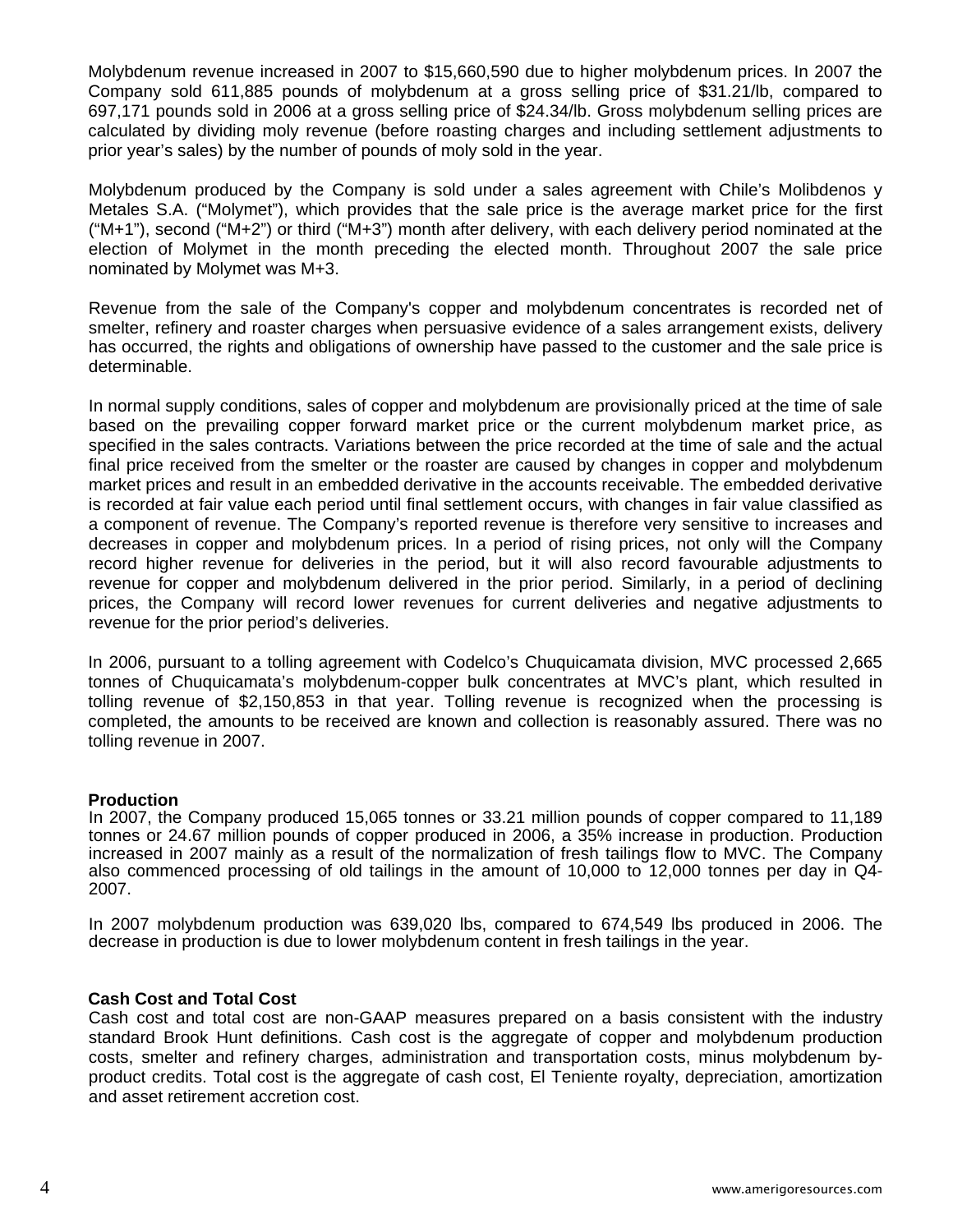Molybdenum revenue increased in 2007 to $15,660,590 due to higher molybdenum prices. In 2007 the Company sold 611,885 pounds of molybdenum at a gross selling price of $31.21/lb, compared to 697,171 pounds sold in 2006 at a gross selling price of $24.34/lb. Gross molybdenum selling prices are calculated by dividing moly revenue (before roasting charges and including settlement adjustments to prior year's sales) by the number of pounds of moly sold in the year.

Molybdenum produced by the Company is sold under a sales agreement with Chile's Molibdenos y Metales S.A. ("Molymet"), which provides that the sale price is the average market price for the first ("M+1"), second ("M+2") or third ("M+3") month after delivery, with each delivery period nominated at the election of Molymet in the month preceding the elected month. Throughout 2007 the sale price nominated by Molymet was M+3.

Revenue from the sale of the Company's copper and molybdenum concentrates is recorded net of smelter, refinery and roaster charges when persuasive evidence of a sales arrangement exists, delivery has occurred, the rights and obligations of ownership have passed to the customer and the sale price is determinable.

In normal supply conditions, sales of copper and molybdenum are provisionally priced at the time of sale based on the prevailing copper forward market price or the current molybdenum market price, as specified in the sales contracts. Variations between the price recorded at the time of sale and the actual final price received from the smelter or the roaster are caused by changes in copper and molybdenum market prices and result in an embedded derivative in the accounts receivable. The embedded derivative is recorded at fair value each period until final settlement occurs, with changes in fair value classified as a component of revenue. The Company's reported revenue is therefore very sensitive to increases and decreases in copper and molybdenum prices. In a period of rising prices, not only will the Company record higher revenue for deliveries in the period, but it will also record favourable adjustments to revenue for copper and molybdenum delivered in the prior period. Similarly, in a period of declining prices, the Company will record lower revenues for current deliveries and negative adjustments to revenue for the prior period's deliveries.

In 2006, pursuant to a tolling agreement with Codelco's Chuquicamata division, MVC processed 2,665 tonnes of Chuquicamata's molybdenum-copper bulk concentrates at MVC's plant, which resulted in tolling revenue of $2,150,853 in that year. Tolling revenue is recognized when the processing is completed, the amounts to be received are known and collection is reasonably assured. There was no tolling revenue in 2007.

**Production**

In 2007, the Company produced 15,065 tonnes or 33.21 million pounds of copper compared to 11,189 tonnes or 24.67 million pounds of copper produced in 2006, a 35% increase in production. Production increased in 2007 mainly as a result of the normalization of fresh tailings flow to MVC. The Company also commenced processing of old tailings in the amount of 10,000 to 12,000 tonnes per day in Q4-2007.

In 2007 molybdenum production was 639,020 lbs, compared to 674,549 lbs produced in 2006. The decrease in production is due to lower molybdenum content in fresh tailings in the year.

**Cash Cost and Total Cost**

Cash cost and total cost are non-GAAP measures prepared on a basis consistent with the industry standard Brook Hunt definitions. Cash cost is the aggregate of copper and molybdenum production costs, smelter and refinery charges, administration and transportation costs, minus molybdenum by-product credits. Total cost is the aggregate of cash cost, El Teniente royalty, depreciation, amortization and asset retirement accretion cost.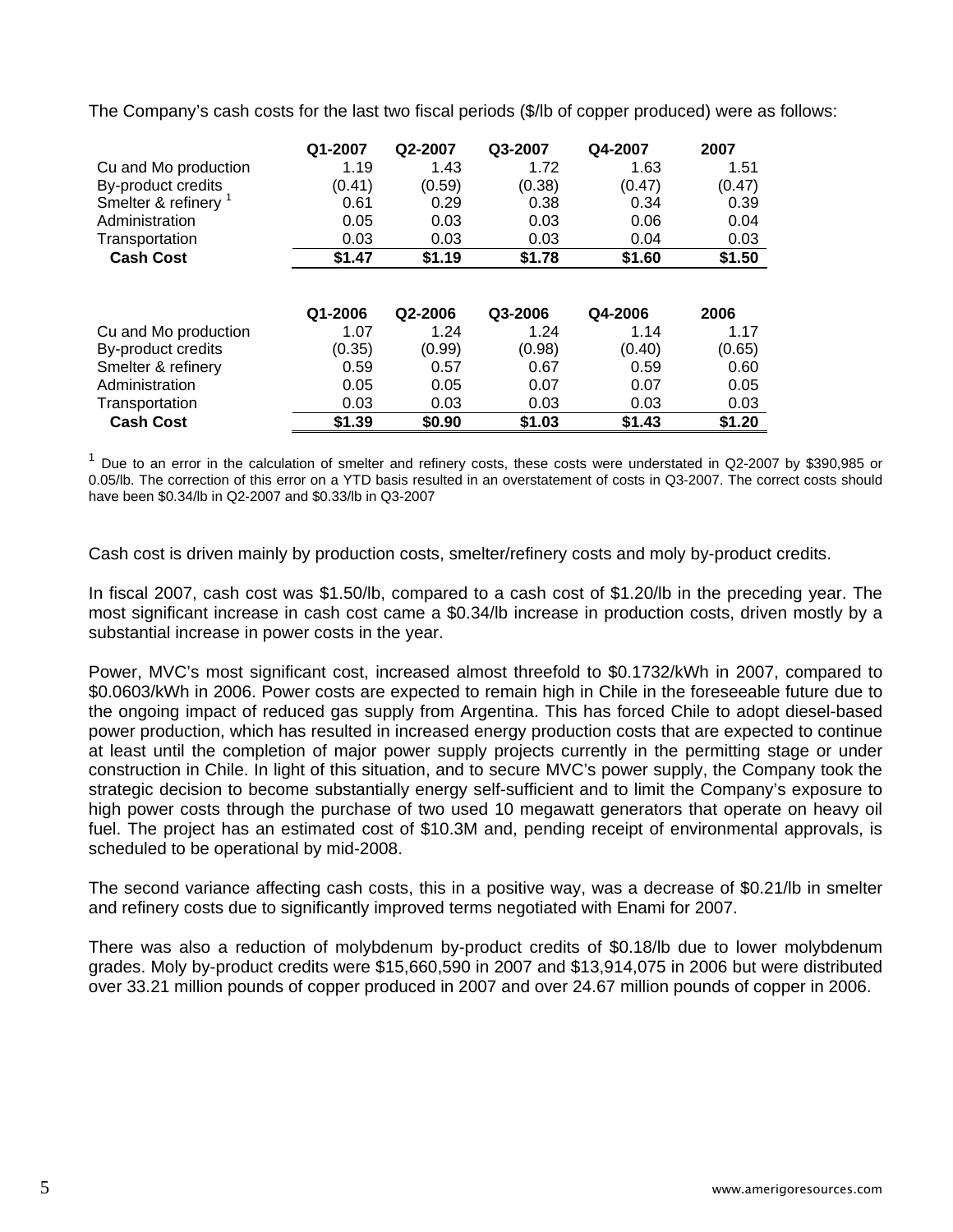The Company's cash costs for the last two fiscal periods ($/lb of copper produced) were as follows:

| | Q1-2007 | Q2-2007 | Q3-2007 | Q4-2007 | 2007 |
|---|---|---|---|---|---|
| Cu and Mo production | 1.19 | 1.43 | 1.72 | 1.63 | 1.51 |
| By-product credits | (0.41) | (0.59) | (0.38) | (0.47) | (0.47) |
| Smelter & refinery [1] | 0.61 | 0.29 | 0.38 | 0.34 | 0.39 |
| Administration | 0.05 | 0.03 | 0.03 | 0.06 | 0.04 |
| Transportation | 0.03 | 0.03 | 0.03 | 0.04 | 0.03 |
| **Cash Cost** | **$1.47** | **$1.19** | **$1.78** | **$1.60** | **$1.50** |

| | Q1-2006 | Q2-2006 | Q3-2006 | Q4-2006 | 2006 |
|---|---|---|---|---|---|
| Cu and Mo production | 1.07 | 1.24 | 1.24 | 1.14 | 1.17 |
| By-product credits | (0.35) | (0.99) | (0.98) | (0.40) | (0.65) |
| Smelter & refinery | 0.59 | 0.57 | 0.67 | 0.59 | 0.60 |
| Administration | 0.05 | 0.05 | 0.07 | 0.07 | 0.05 |
| Transportation | 0.03 | 0.03 | 0.03 | 0.03 | 0.03 |
| **Cash Cost** | **$1.39** | **$0.90** | **$1.03** | **$1.43** | **$1.20** |

[1] Due to an error in the calculation of smelter and refinery costs, these costs were understated in Q2-2007 by $390,985 or 0.05/lb. The correction of this error on a YTD basis resulted in an overstatement of costs in Q3-2007. The correct costs should have been $0.34/lb in Q2-2007 and $0.33/lb in Q3-2007

Cash cost is driven mainly by production costs, smelter/refinery costs and moly by-product credits.

In fiscal 2007, cash cost was $1.50/lb, compared to a cash cost of $1.20/lb in the preceding year. The most significant increase in cash cost came a $0.34/lb increase in production costs, driven mostly by a substantial increase in power costs in the year.

Power, MVC's most significant cost, increased almost threefold to $0.1732/kWh in 2007, compared to $0.0603/kWh in 2006. Power costs are expected to remain high in Chile in the foreseeable future due to the ongoing impact of reduced gas supply from Argentina. This has forced Chile to adopt diesel-based power production, which has resulted in increased energy production costs that are expected to continue at least until the completion of major power supply projects currently in the permitting stage or under construction in Chile. In light of this situation, and to secure MVC's power supply, the Company took the strategic decision to become substantially energy self-sufficient and to limit the Company's exposure to high power costs through the purchase of two used 10 megawatt generators that operate on heavy oil fuel. The project has an estimated cost of $10.3M and, pending receipt of environmental approvals, is scheduled to be operational by mid-2008.

The second variance affecting cash costs, this in a positive way, was a decrease of $0.21/lb in smelter and refinery costs due to significantly improved terms negotiated with Enami for 2007.

There was also a reduction of molybdenum by-product credits of $0.18/lb due to lower molybdenum grades. Moly by-product credits were $15,660,590 in 2007 and $13,914,075 in 2006 but were distributed over 33.21 million pounds of copper produced in 2007 and over 24.67 million pounds of copper in 2006.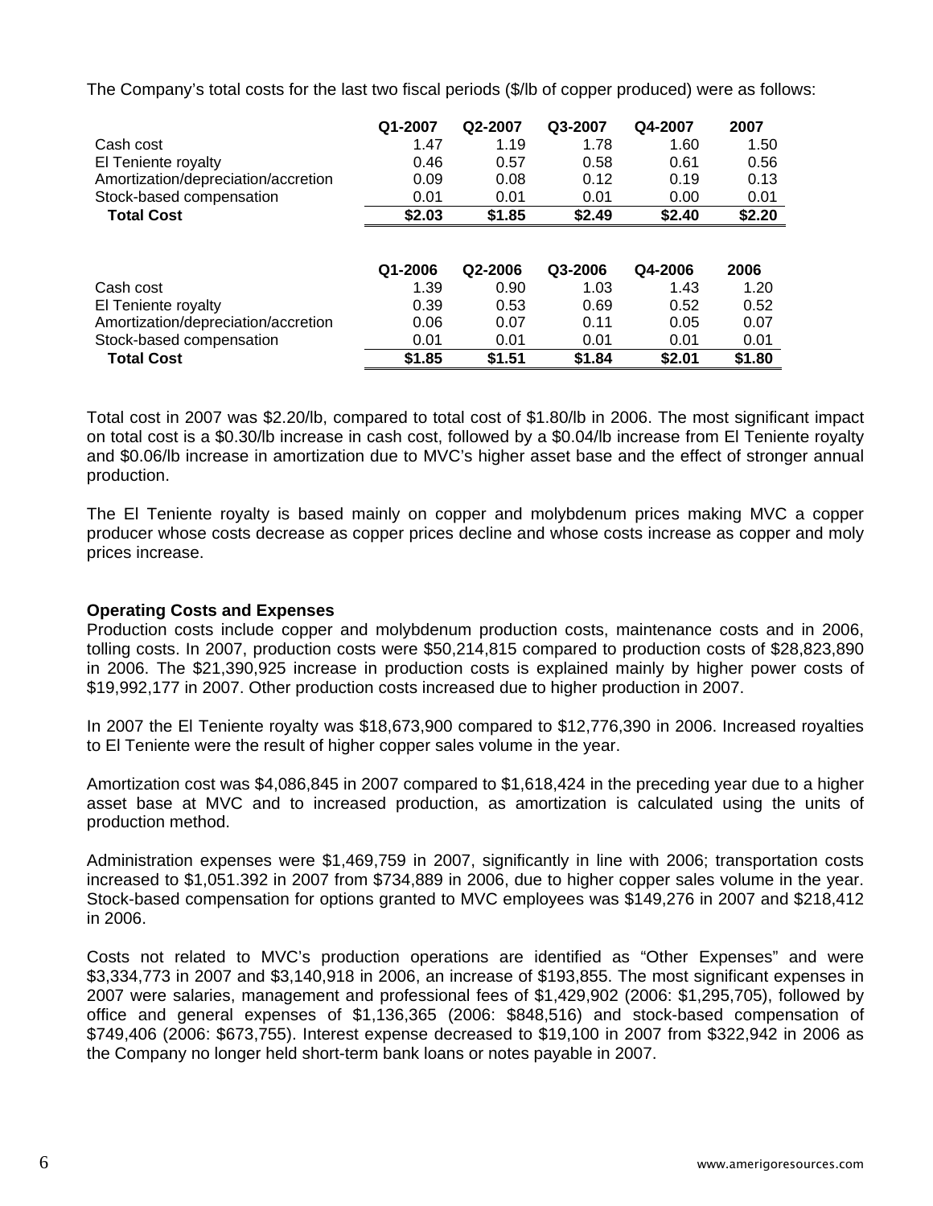The Company's total costs for the last two fiscal periods ($/lb of copper produced) were as follows:

| | Q1-2007 | Q2-2007 | Q3-2007 | Q4-2007 | 2007 |
|---|---|---|---|---|---|
| Cash cost | 1.47 | 1.19 | 1.78 | 1.60 | 1.50 |
| El Teniente royalty | 0.46 | 0.57 | 0.58 | 0.61 | 0.56 |
| Amortization/depreciation/accretion | 0.09 | 0.08 | 0.12 | 0.19 | 0.13 |
| Stock-based compensation | 0.01 | 0.01 | 0.01 | 0.00 | 0.01 |
| **Total Cost** | **$2.03** | **$1.85** | **$2.49** | **$2.40** | **$2.20** |

| | Q1-2006 | Q2-2006 | Q3-2006 | Q4-2006 | 2006 |
|---|---|---|---|---|---|
| Cash cost | 1.39 | 0.90 | 1.03 | 1.43 | 1.20 |
| El Teniente royalty | 0.39 | 0.53 | 0.69 | 0.52 | 0.52 |
| Amortization/depreciation/accretion | 0.06 | 0.07 | 0.11 | 0.05 | 0.07 |
| Stock-based compensation | 0.01 | 0.01 | 0.01 | 0.01 | 0.01 |
| **Total Cost** | **$1.85** | **$1.51** | **$1.84** | **$2.01** | **$1.80** |

Total cost in 2007 was $2.20/lb, compared to total cost of $1.80/lb in 2006. The most significant impact on total cost is a $0.30/lb increase in cash cost, followed by a $0.04/lb increase from El Teniente royalty and $0.06/lb increase in amortization due to MVC's higher asset base and the effect of stronger annual production.

The El Teniente royalty is based mainly on copper and molybdenum prices making MVC a copper producer whose costs decrease as copper prices decline and whose costs increase as copper and moly prices increase.

**Operating Costs and Expenses**

Production costs include copper and molybdenum production costs, maintenance costs and in 2006, tolling costs. In 2007, production costs were $50,214,815 compared to production costs of $28,823,890 in 2006. The $21,390,925 increase in production costs is explained mainly by higher power costs of $19,992,177 in 2007. Other production costs increased due to higher production in 2007.

In 2007 the El Teniente royalty was $18,673,900 compared to $12,776,390 in 2006. Increased royalties to El Teniente were the result of higher copper sales volume in the year.

Amortization cost was $4,086,845 in 2007 compared to $1,618,424 in the preceding year due to a higher asset base at MVC and to increased production, as amortization is calculated using the units of production method.

Administration expenses were $1,469,759 in 2007, significantly in line with 2006; transportation costs increased to $1,051.392 in 2007 from $734,889 in 2006, due to higher copper sales volume in the year. Stock-based compensation for options granted to MVC employees was $149,276 in 2007 and $218,412 in 2006.

Costs not related to MVC's production operations are identified as "Other Expenses" and were $3,334,773 in 2007 and $3,140,918 in 2006, an increase of $193,855. The most significant expenses in 2007 were salaries, management and professional fees of $1,429,902 (2006: $1,295,705), followed by office and general expenses of $1,136,365 (2006: $848,516) and stock-based compensation of $749,406 (2006: $673,755). Interest expense decreased to $19,100 in 2007 from $322,942 in 2006 as the Company no longer held short-term bank loans or notes payable in 2007.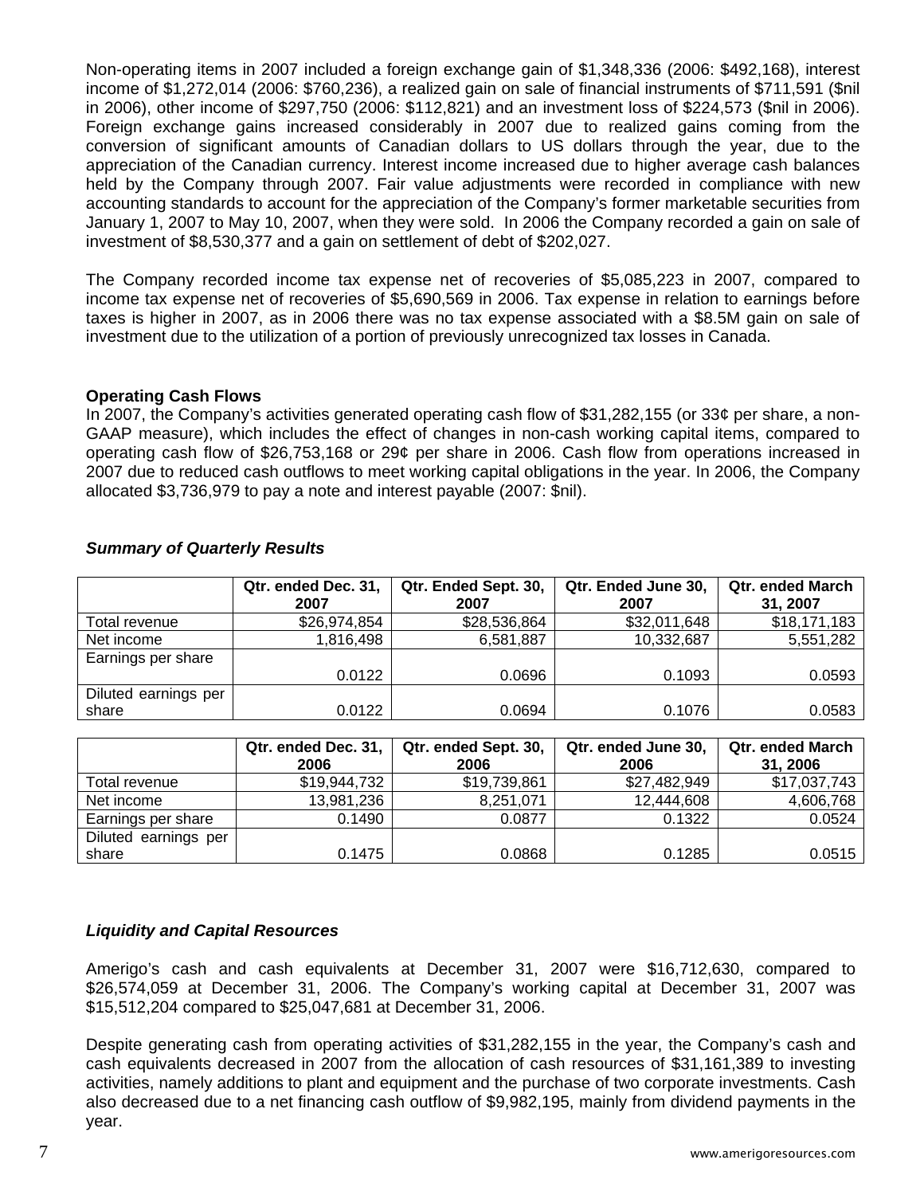Non-operating items in 2007 included a foreign exchange gain of $1,348,336 (2006: $492,168), interest income of $1,272,014 (2006: $760,236), a realized gain on sale of financial instruments of $711,591 ($nil in 2006), other income of $297,750 (2006: $112,821) and an investment loss of $224,573 ($nil in 2006). Foreign exchange gains increased considerably in 2007 due to realized gains coming from the conversion of significant amounts of Canadian dollars to US dollars through the year, due to the appreciation of the Canadian currency. Interest income increased due to higher average cash balances held by the Company through 2007. Fair value adjustments were recorded in compliance with new accounting standards to account for the appreciation of the Company's former marketable securities from January 1, 2007 to May 10, 2007, when they were sold. In 2006 the Company recorded a gain on sale of investment of $8,530,377 and a gain on settlement of debt of $202,027.

The Company recorded income tax expense net of recoveries of $5,085,223 in 2007, compared to income tax expense net of recoveries of $5,690,569 in 2006. Tax expense in relation to earnings before taxes is higher in 2007, as in 2006 there was no tax expense associated with a $8.5M gain on sale of investment due to the utilization of a portion of previously unrecognized tax losses in Canada.

**Operating Cash Flows**

In 2007, the Company's activities generated operating cash flow of $31,282,155 (or 33¢ per share, a non-GAAP measure), which includes the effect of changes in non-cash working capital items, compared to operating cash flow of $26,753,168 or 29¢ per share in 2006. Cash flow from operations increased in 2007 due to reduced cash outflows to meet working capital obligations in the year. In 2006, the Company allocated $3,736,979 to pay a note and interest payable (2007: $nil).

***Summary of Quarterly Results***

| | Qtr. ended Dec. 31, 2007 | Qtr. Ended Sept. 30, 2007 | Qtr. Ended June 30, 2007 | Qtr. ended March 31, 2007 |
|---|---|---|---|---|
| Total revenue | $26,974,854 | $28,536,864 | $32,011,648 | $18,171,183 |
| Net income | 1,816,498 | 6,581,887 | 10,332,687 | 5,551,282 |
| Earnings per share | 0.0122 | 0.0696 | 0.1093 | 0.0593 |
| Diluted earnings per share | 0.0122 | 0.0694 | 0.1076 | 0.0583 |

| | Qtr. ended Dec. 31, 2006 | Qtr. ended Sept. 30, 2006 | Qtr. ended June 30, 2006 | Qtr. ended March 31, 2006 |
|---|---|---|---|---|
| Total revenue | $19,944,732 | $19,739,861 | $27,482,949 | $17,037,743 |
| Net income | 13,981,236 | 8,251,071 | 12,444,608 | 4,606,768 |
| Earnings per share | 0.1490 | 0.0877 | 0.1322 | 0.0524 |
| Diluted earnings per share | 0.1475 | 0.0868 | 0.1285 | 0.0515 |

***Liquidity and Capital Resources***

Amerigo's cash and cash equivalents at December 31, 2007 were $16,712,630, compared to $26,574,059 at December 31, 2006. The Company's working capital at December 31, 2007 was $15,512,204 compared to $25,047,681 at December 31, 2006.

Despite generating cash from operating activities of $31,282,155 in the year, the Company's cash and cash equivalents decreased in 2007 from the allocation of cash resources of $31,161,389 to investing activities, namely additions to plant and equipment and the purchase of two corporate investments. Cash also decreased due to a net financing cash outflow of $9,982,195, mainly from dividend payments in the year.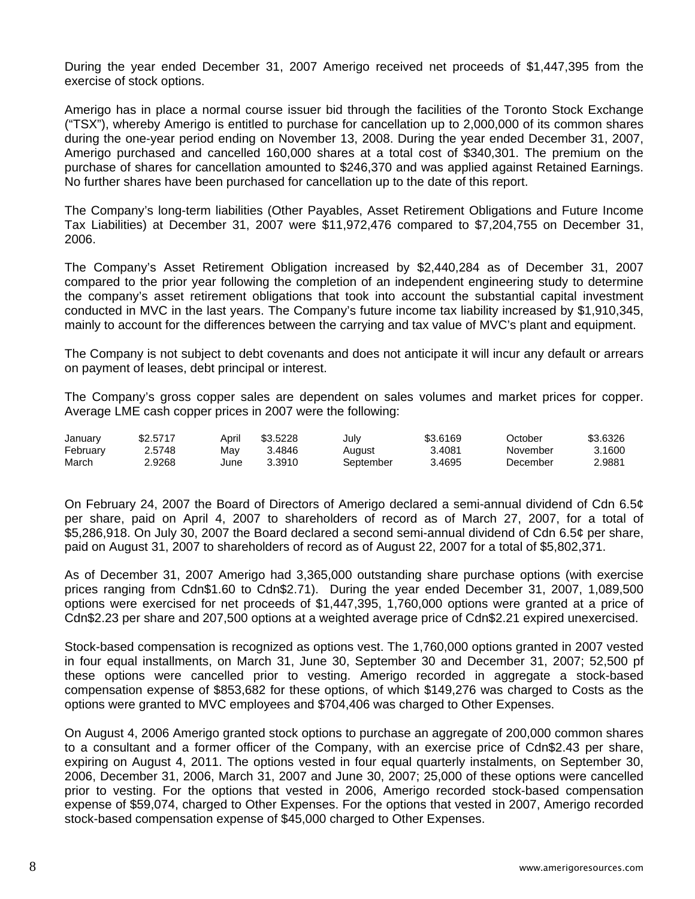During the year ended December 31, 2007 Amerigo received net proceeds of $1,447,395 from the exercise of stock options.

Amerigo has in place a normal course issuer bid through the facilities of the Toronto Stock Exchange ("TSX"), whereby Amerigo is entitled to purchase for cancellation up to 2,000,000 of its common shares during the one-year period ending on November 13, 2008. During the year ended December 31, 2007, Amerigo purchased and cancelled 160,000 shares at a total cost of $340,301. The premium on the purchase of shares for cancellation amounted to $246,370 and was applied against Retained Earnings. No further shares have been purchased for cancellation up to the date of this report.

The Company's long-term liabilities (Other Payables, Asset Retirement Obligations and Future Income Tax Liabilities) at December 31, 2007 were $11,972,476 compared to $7,204,755 on December 31, 2006.

The Company's Asset Retirement Obligation increased by $2,440,284 as of December 31, 2007 compared to the prior year following the completion of an independent engineering study to determine the company's asset retirement obligations that took into account the substantial capital investment conducted in MVC in the last years. The Company's future income tax liability increased by $1,910,345, mainly to account for the differences between the carrying and tax value of MVC's plant and equipment.

The Company is not subject to debt covenants and does not anticipate it will incur any default or arrears on payment of leases, debt principal or interest.

The Company's gross copper sales are dependent on sales volumes and market prices for copper. Average LME cash copper prices in 2007 were the following:

| | | | | | | | |
|---|---|---|---|---|---|---|---|
| January | $2.5717 | April | $3.5228 | July | $3.6169 | October | $3.6326 |
| February | 2.5748 | May | 3.4846 | August | 3.4081 | November | 3.1600 |
| March | 2.9268 | June | 3.3910 | September | 3.4695 | December | 2.9881 |

On February 24, 2007 the Board of Directors of Amerigo declared a semi-annual dividend of Cdn 6.5¢ per share, paid on April 4, 2007 to shareholders of record as of March 27, 2007, for a total of $5,286,918. On July 30, 2007 the Board declared a second semi-annual dividend of Cdn 6.5¢ per share, paid on August 31, 2007 to shareholders of record as of August 22, 2007 for a total of $5,802,371.

As of December 31, 2007 Amerigo had 3,365,000 outstanding share purchase options (with exercise prices ranging from Cdn$1.60 to Cdn$2.71). During the year ended December 31, 2007, 1,089,500 options were exercised for net proceeds of $1,447,395, 1,760,000 options were granted at a price of Cdn$2.23 per share and 207,500 options at a weighted average price of Cdn$2.21 expired unexercised.

Stock-based compensation is recognized as options vest. The 1,760,000 options granted in 2007 vested in four equal installments, on March 31, June 30, September 30 and December 31, 2007; 52,500 pf these options were cancelled prior to vesting. Amerigo recorded in aggregate a stock-based compensation expense of $853,682 for these options, of which $149,276 was charged to Costs as the options were granted to MVC employees and $704,406 was charged to Other Expenses.

On August 4, 2006 Amerigo granted stock options to purchase an aggregate of 200,000 common shares to a consultant and a former officer of the Company, with an exercise price of Cdn$2.43 per share, expiring on August 4, 2011. The options vested in four equal quarterly instalments, on September 30, 2006, December 31, 2006, March 31, 2007 and June 30, 2007; 25,000 of these options were cancelled prior to vesting. For the options that vested in 2006, Amerigo recorded stock-based compensation expense of $59,074, charged to Other Expenses. For the options that vested in 2007, Amerigo recorded stock-based compensation expense of $45,000 charged to Other Expenses.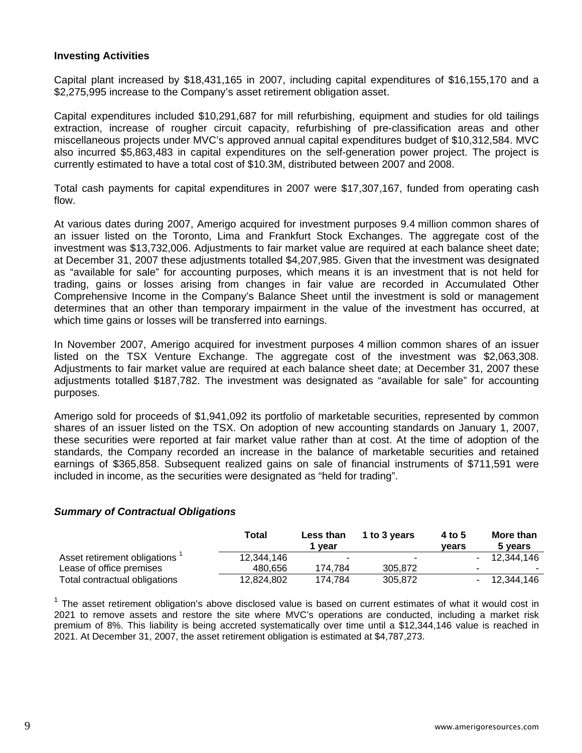**Investing Activities**

Capital plant increased by $18,431,165 in 2007, including capital expenditures of $16,155,170 and a $2,275,995 increase to the Company's asset retirement obligation asset.

Capital expenditures included $10,291,687 for mill refurbishing, equipment and studies for old tailings extraction, increase of rougher circuit capacity, refurbishing of pre-classification areas and other miscellaneous projects under MVC's approved annual capital expenditures budget of $10,312,584. MVC also incurred $5,863,483 in capital expenditures on the self-generation power project. The project is currently estimated to have a total cost of $10.3M, distributed between 2007 and 2008.

Total cash payments for capital expenditures in 2007 were $17,307,167, funded from operating cash flow.

At various dates during 2007, Amerigo acquired for investment purposes 9.4 million common shares of an issuer listed on the Toronto, Lima and Frankfurt Stock Exchanges. The aggregate cost of the investment was $13,732,006. Adjustments to fair market value are required at each balance sheet date; at December 31, 2007 these adjustments totalled $4,207,985. Given that the investment was designated as "available for sale" for accounting purposes, which means it is an investment that is not held for trading, gains or losses arising from changes in fair value are recorded in Accumulated Other Comprehensive Income in the Company's Balance Sheet until the investment is sold or management determines that an other than temporary impairment in the value of the investment has occurred, at which time gains or losses will be transferred into earnings.

In November 2007, Amerigo acquired for investment purposes 4 million common shares of an issuer listed on the TSX Venture Exchange. The aggregate cost of the investment was $2,063,308. Adjustments to fair market value are required at each balance sheet date; at December 31, 2007 these adjustments totalled $187,782. The investment was designated as "available for sale" for accounting purposes.

Amerigo sold for proceeds of $1,941,092 its portfolio of marketable securities, represented by common shares of an issuer listed on the TSX. On adoption of new accounting standards on January 1, 2007, these securities were reported at fair market value rather than at cost. At the time of adoption of the standards, the Company recorded an increase in the balance of marketable securities and retained earnings of $365,858. Subsequent realized gains on sale of financial instruments of $711,591 were included in income, as the securities were designated as "held for trading".

***Summary of Contractual Obligations***

| | Total | Less than 1 year | 1 to 3 years | 4 to 5 years | More than 5 years |
|---|---|---|---|---|---|
| Asset retirement obligations [1] | 12,344,146 | - | - | - | 12,344,146 |
| Lease of office premises | 480,656 | 174,784 | 305,872 | - | - |
| Total contractual obligations | 12,824,802 | 174,784 | 305,872 | - | 12,344,146 |

[1] The asset retirement obligation's above disclosed value is based on current estimates of what it would cost in 2021 to remove assets and restore the site where MVC's operations are conducted, including a market risk premium of 8%. This liability is being accreted systematically over time until a $12,344,146 value is reached in 2021. At December 31, 2007, the asset retirement obligation is estimated at $4,787,273.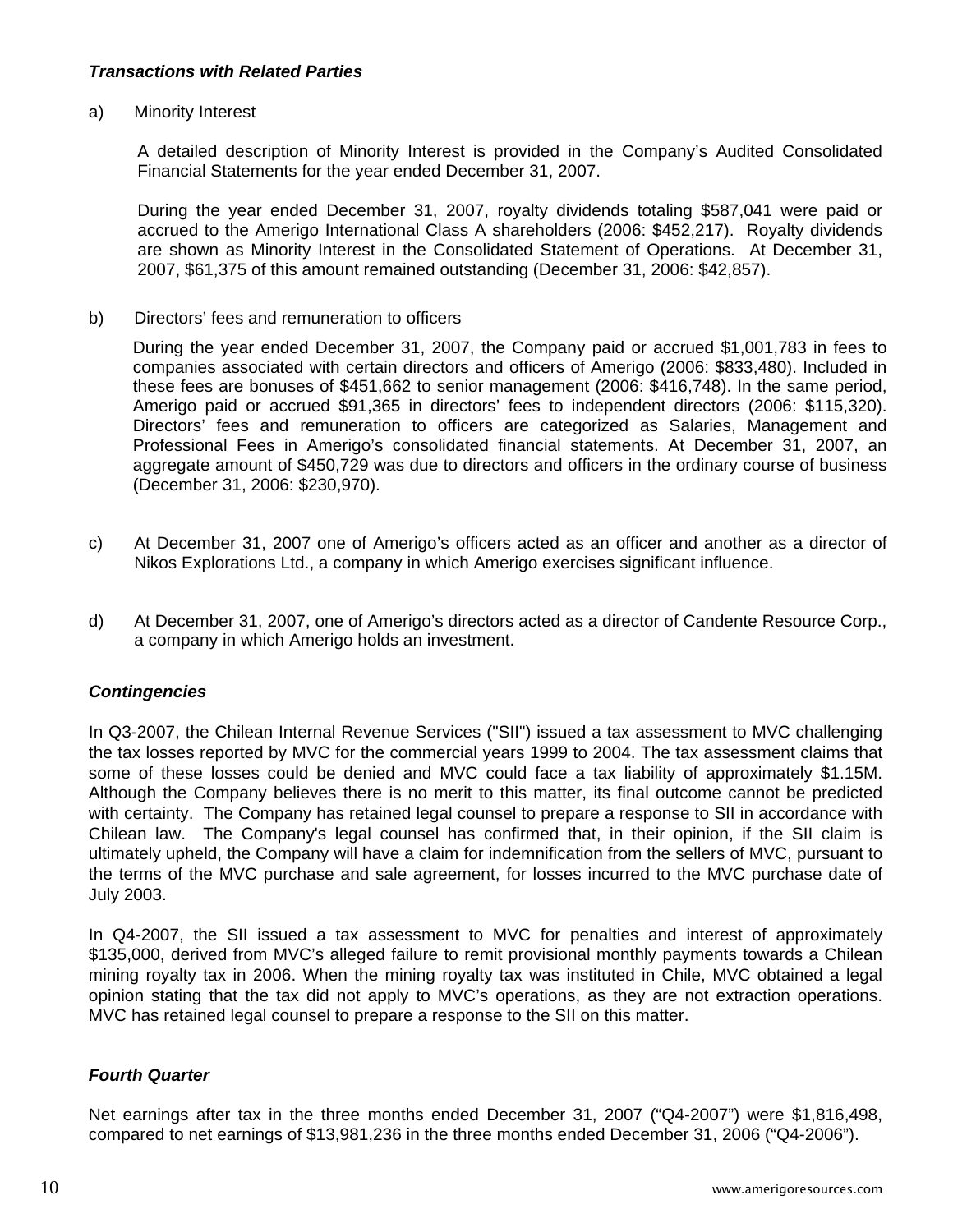***Transactions with Related Parties***

a) Minority Interest

A detailed description of Minority Interest is provided in the Company's Audited Consolidated Financial Statements for the year ended December 31, 2007.

During the year ended December 31, 2007, royalty dividends totaling $587,041 were paid or accrued to the Amerigo International Class A shareholders (2006: $452,217). Royalty dividends are shown as Minority Interest in the Consolidated Statement of Operations. At December 31, 2007, $61,375 of this amount remained outstanding (December 31, 2006: $42,857).

b) Directors' fees and remuneration to officers

During the year ended December 31, 2007, the Company paid or accrued $1,001,783 in fees to companies associated with certain directors and officers of Amerigo (2006: $833,480). Included in these fees are bonuses of $451,662 to senior management (2006: $416,748). In the same period, Amerigo paid or accrued $91,365 in directors' fees to independent directors (2006: $115,320). Directors' fees and remuneration to officers are categorized as Salaries, Management and Professional Fees in Amerigo's consolidated financial statements. At December 31, 2007, an aggregate amount of $450,729 was due to directors and officers in the ordinary course of business (December 31, 2006: $230,970).

c) At December 31, 2007 one of Amerigo's officers acted as an officer and another as a director of Nikos Explorations Ltd., a company in which Amerigo exercises significant influence.

d) At December 31, 2007, one of Amerigo's directors acted as a director of Candente Resource Corp., a company in which Amerigo holds an investment.

***Contingencies***

In Q3-2007, the Chilean Internal Revenue Services ("SII") issued a tax assessment to MVC challenging the tax losses reported by MVC for the commercial years 1999 to 2004. The tax assessment claims that some of these losses could be denied and MVC could face a tax liability of approximately $1.15M. Although the Company believes there is no merit to this matter, its final outcome cannot be predicted with certainty. The Company has retained legal counsel to prepare a response to SII in accordance with Chilean law. The Company's legal counsel has confirmed that, in their opinion, if the SII claim is ultimately upheld, the Company will have a claim for indemnification from the sellers of MVC, pursuant to the terms of the MVC purchase and sale agreement, for losses incurred to the MVC purchase date of July 2003.

In Q4-2007, the SII issued a tax assessment to MVC for penalties and interest of approximately $135,000, derived from MVC's alleged failure to remit provisional monthly payments towards a Chilean mining royalty tax in 2006. When the mining royalty tax was instituted in Chile, MVC obtained a legal opinion stating that the tax did not apply to MVC's operations, as they are not extraction operations. MVC has retained legal counsel to prepare a response to the SII on this matter.

***Fourth Quarter***

Net earnings after tax in the three months ended December 31, 2007 ("Q4-2007") were $1,816,498, compared to net earnings of $13,981,236 in the three months ended December 31, 2006 ("Q4-2006").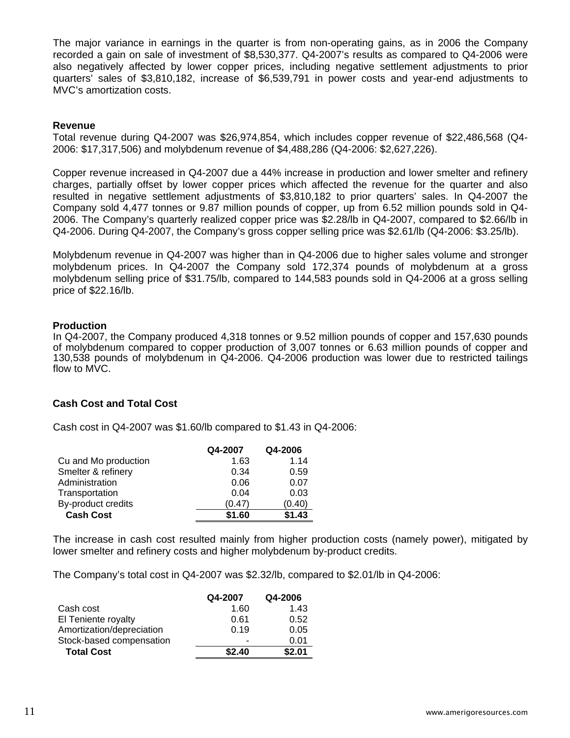The major variance in earnings in the quarter is from non-operating gains, as in 2006 the Company recorded a gain on sale of investment of $8,530,377. Q4-2007's results as compared to Q4-2006 were also negatively affected by lower copper prices, including negative settlement adjustments to prior quarters' sales of $3,810,182, increase of $6,539,791 in power costs and year-end adjustments to MVC's amortization costs.

### Revenue

Total revenue during Q4-2007 was $26,974,854, which includes copper revenue of $22,486,568 (Q4-2006: $17,317,506) and molybdenum revenue of $4,488,286 (Q4-2006: $2,627,226).

Copper revenue increased in Q4-2007 due a 44% increase in production and lower smelter and refinery charges, partially offset by lower copper prices which affected the revenue for the quarter and also resulted in negative settlement adjustments of $3,810,182 to prior quarters' sales. In Q4-2007 the Company sold 4,477 tonnes or 9.87 million pounds of copper, up from 6.52 million pounds sold in Q4-2006. The Company's quarterly realized copper price was $2.28/lb in Q4-2007, compared to $2.66/lb in Q4-2006. During Q4-2007, the Company's gross copper selling price was $2.61/lb (Q4-2006: $3.25/lb).

Molybdenum revenue in Q4-2007 was higher than in Q4-2006 due to higher sales volume and stronger molybdenum prices. In Q4-2007 the Company sold 172,374 pounds of molybdenum at a gross molybdenum selling price of $31.75/lb, compared to 144,583 pounds sold in Q4-2006 at a gross selling price of $22.16/lb.

### Production

In Q4-2007, the Company produced 4,318 tonnes or 9.52 million pounds of copper and 157,630 pounds of molybdenum compared to copper production of 3,007 tonnes or 6.63 million pounds of copper and 130,538 pounds of molybdenum in Q4-2006. Q4-2006 production was lower due to restricted tailings flow to MVC.

### Cash Cost and Total Cost

Cash cost in Q4-2007 was $1.60/lb compared to $1.43 in Q4-2006:

| | Q4-2007 | Q4-2006 |
|---|---|---|
| Cu and Mo production | 1.63 | 1.14 |
| Smelter & refinery | 0.34 | 0.59 |
| Administration | 0.06 | 0.07 |
| Transportation | 0.04 | 0.03 |
| By-product credits | (0.47) | (0.40) |
| **Cash Cost** | **$1.60** | **$1.43** |

The increase in cash cost resulted mainly from higher production costs (namely power), mitigated by lower smelter and refinery costs and higher molybdenum by-product credits.

The Company's total cost in Q4-2007 was $2.32/lb, compared to $2.01/lb in Q4-2006:

| | Q4-2007 | Q4-2006 |
|---|---|---|
| Cash cost | 1.60 | 1.43 |
| El Teniente royalty | 0.61 | 0.52 |
| Amortization/depreciation | 0.19 | 0.05 |
| Stock-based compensation | - | 0.01 |
| **Total Cost** | **$2.40** | **$2.01** |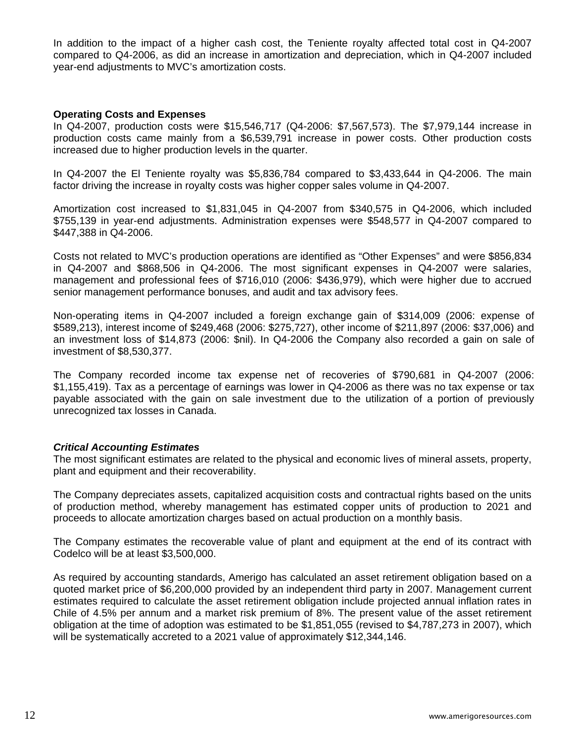In addition to the impact of a higher cash cost, the Teniente royalty affected total cost in Q4-2007 compared to Q4-2006, as did an increase in amortization and depreciation, which in Q4-2007 included year-end adjustments to MVC's amortization costs.

**Operating Costs and Expenses**

In Q4-2007, production costs were $15,546,717 (Q4-2006: $7,567,573). The $7,979,144 increase in production costs came mainly from a $6,539,791 increase in power costs. Other production costs increased due to higher production levels in the quarter.

In Q4-2007 the El Teniente royalty was $5,836,784 compared to $3,433,644 in Q4-2006. The main factor driving the increase in royalty costs was higher copper sales volume in Q4-2007.

Amortization cost increased to $1,831,045 in Q4-2007 from $340,575 in Q4-2006, which included $755,139 in year-end adjustments. Administration expenses were $548,577 in Q4-2007 compared to $447,388 in Q4-2006.

Costs not related to MVC's production operations are identified as "Other Expenses" and were $856,834 in Q4-2007 and $868,506 in Q4-2006. The most significant expenses in Q4-2007 were salaries, management and professional fees of $716,010 (2006: $436,979), which were higher due to accrued senior management performance bonuses, and audit and tax advisory fees.

Non-operating items in Q4-2007 included a foreign exchange gain of $314,009 (2006: expense of $589,213), interest income of $249,468 (2006: $275,727), other income of $211,897 (2006: $37,006) and an investment loss of $14,873 (2006: $nil). In Q4-2006 the Company also recorded a gain on sale of investment of $8,530,377.

The Company recorded income tax expense net of recoveries of $790,681 in Q4-2007 (2006: $1,155,419). Tax as a percentage of earnings was lower in Q4-2006 as there was no tax expense or tax payable associated with the gain on sale investment due to the utilization of a portion of previously unrecognized tax losses in Canada.

***Critical Accounting Estimates***

The most significant estimates are related to the physical and economic lives of mineral assets, property, plant and equipment and their recoverability.

The Company depreciates assets, capitalized acquisition costs and contractual rights based on the units of production method, whereby management has estimated copper units of production to 2021 and proceeds to allocate amortization charges based on actual production on a monthly basis.

The Company estimates the recoverable value of plant and equipment at the end of its contract with Codelco will be at least $3,500,000.

As required by accounting standards, Amerigo has calculated an asset retirement obligation based on a quoted market price of $6,200,000 provided by an independent third party in 2007. Management current estimates required to calculate the asset retirement obligation include projected annual inflation rates in Chile of 4.5% per annum and a market risk premium of 8%. The present value of the asset retirement obligation at the time of adoption was estimated to be $1,851,055 (revised to $4,787,273 in 2007), which will be systematically accreted to a 2021 value of approximately $12,344,146.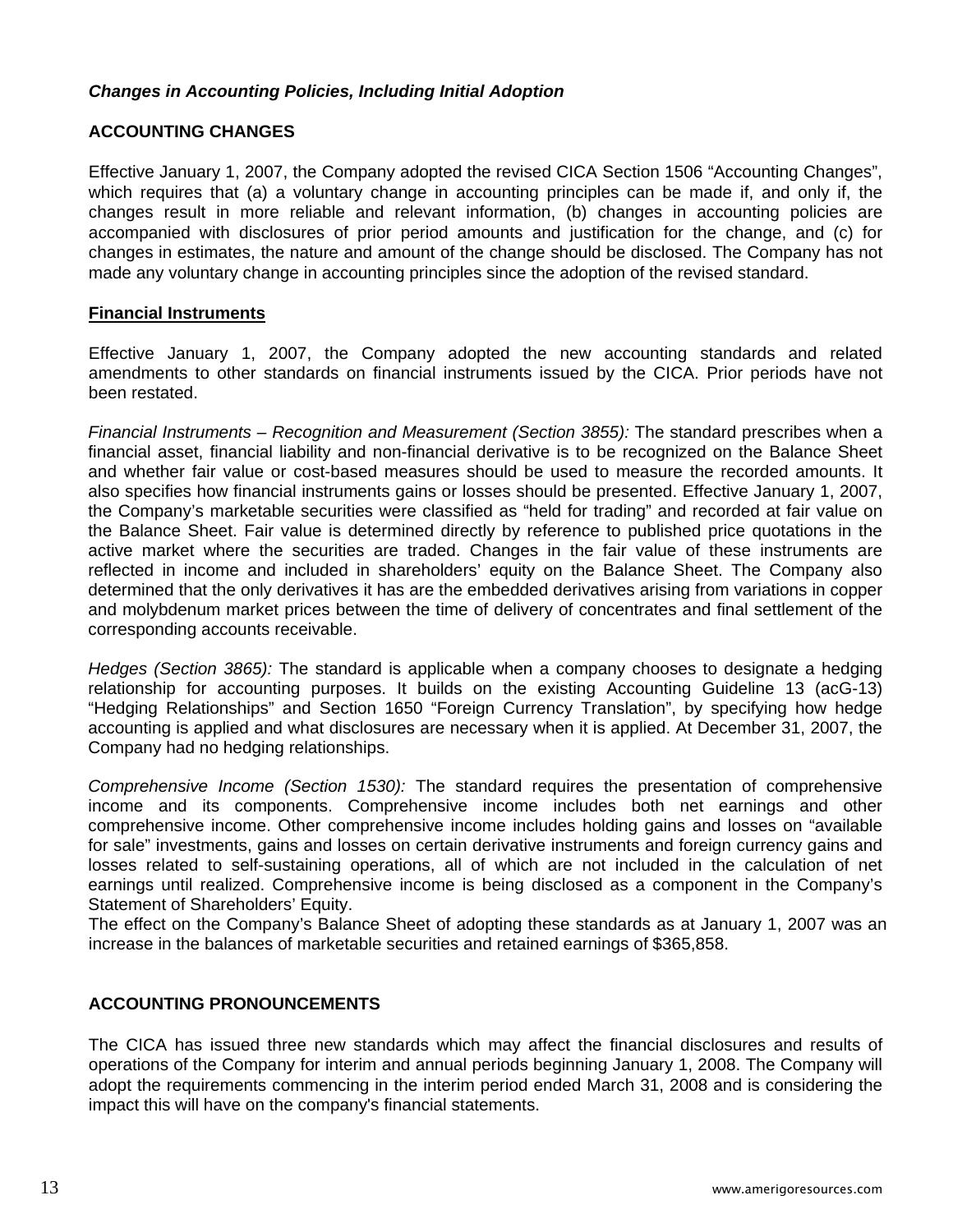### *Changes in Accounting Policies, Including Initial Adoption*

**ACCOUNTING CHANGES**

Effective January 1, 2007, the Company adopted the revised CICA Section 1506 "Accounting Changes", which requires that (a) a voluntary change in accounting principles can be made if, and only if, the changes result in more reliable and relevant information, (b) changes in accounting policies are accompanied with disclosures of prior period amounts and justification for the change, and (c) for changes in estimates, the nature and amount of the change should be disclosed. The Company has not made any voluntary change in accounting principles since the adoption of the revised standard.

**Financial Instruments**

Effective January 1, 2007, the Company adopted the new accounting standards and related amendments to other standards on financial instruments issued by the CICA. Prior periods have not been restated.

*Financial Instruments – Recognition and Measurement (Section 3855):* The standard prescribes when a financial asset, financial liability and non-financial derivative is to be recognized on the Balance Sheet and whether fair value or cost-based measures should be used to measure the recorded amounts. It also specifies how financial instruments gains or losses should be presented. Effective January 1, 2007, the Company's marketable securities were classified as "held for trading" and recorded at fair value on the Balance Sheet. Fair value is determined directly by reference to published price quotations in the active market where the securities are traded. Changes in the fair value of these instruments are reflected in income and included in shareholders' equity on the Balance Sheet. The Company also determined that the only derivatives it has are the embedded derivatives arising from variations in copper and molybdenum market prices between the time of delivery of concentrates and final settlement of the corresponding accounts receivable.

*Hedges (Section 3865):* The standard is applicable when a company chooses to designate a hedging relationship for accounting purposes. It builds on the existing Accounting Guideline 13 (acG-13) "Hedging Relationships" and Section 1650 "Foreign Currency Translation", by specifying how hedge accounting is applied and what disclosures are necessary when it is applied. At December 31, 2007, the Company had no hedging relationships.

*Comprehensive Income (Section 1530):* The standard requires the presentation of comprehensive income and its components. Comprehensive income includes both net earnings and other comprehensive income. Other comprehensive income includes holding gains and losses on "available for sale" investments, gains and losses on certain derivative instruments and foreign currency gains and losses related to self-sustaining operations, all of which are not included in the calculation of net earnings until realized. Comprehensive income is being disclosed as a component in the Company's Statement of Shareholders' Equity.
The effect on the Company's Balance Sheet of adopting these standards as at January 1, 2007 was an increase in the balances of marketable securities and retained earnings of $365,858.

**ACCOUNTING PRONOUNCEMENTS**

The CICA has issued three new standards which may affect the financial disclosures and results of operations of the Company for interim and annual periods beginning January 1, 2008. The Company will adopt the requirements commencing in the interim period ended March 31, 2008 and is considering the impact this will have on the company's financial statements.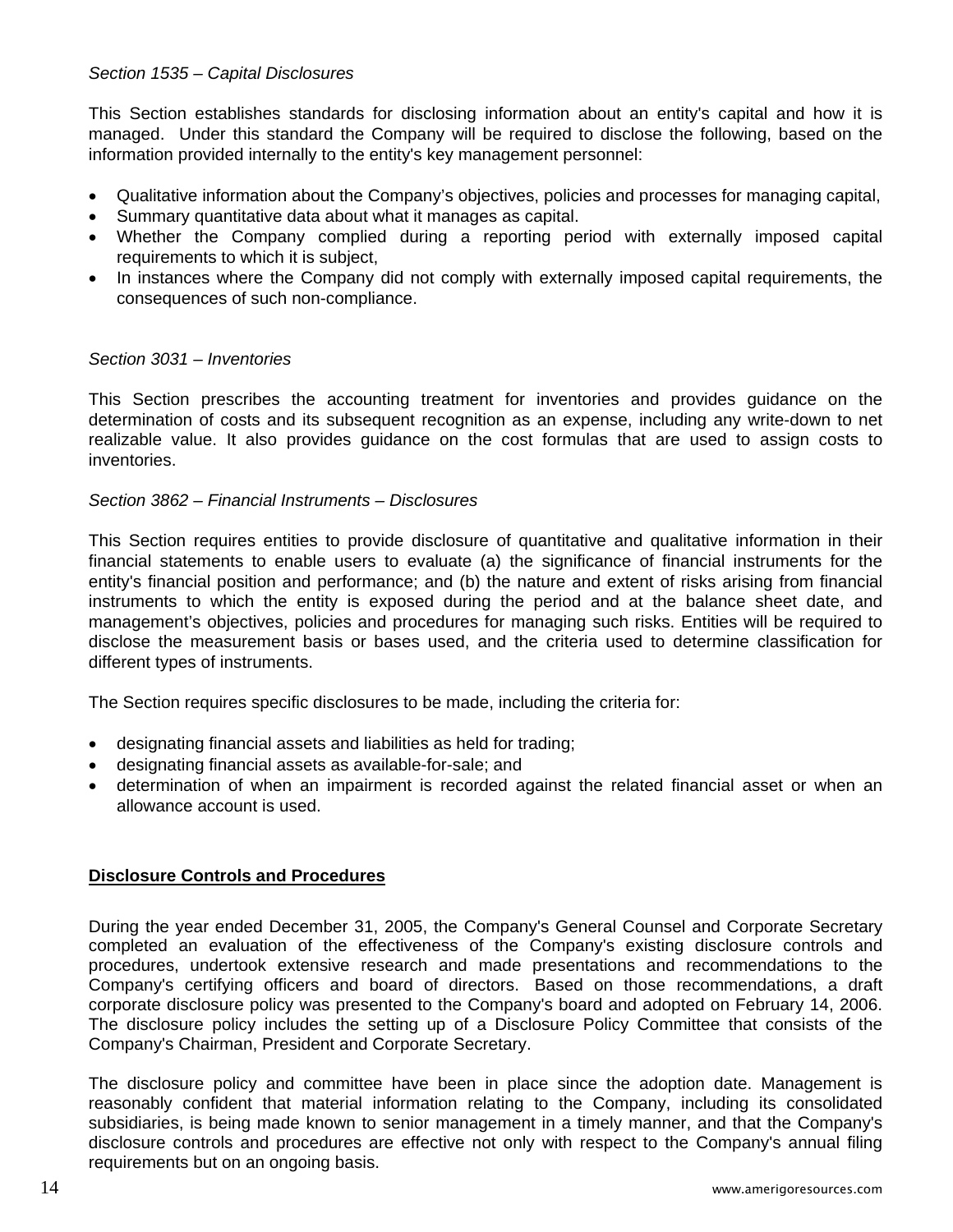*Section 1535 – Capital Disclosures*

This Section establishes standards for disclosing information about an entity's capital and how it is managed. Under this standard the Company will be required to disclose the following, based on the information provided internally to the entity's key management personnel:

- Qualitative information about the Company's objectives, policies and processes for managing capital,
- Summary quantitative data about what it manages as capital.
- Whether the Company complied during a reporting period with externally imposed capital requirements to which it is subject,
- In instances where the Company did not comply with externally imposed capital requirements, the consequences of such non-compliance.

*Section 3031 – Inventories*

This Section prescribes the accounting treatment for inventories and provides guidance on the determination of costs and its subsequent recognition as an expense, including any write-down to net realizable value. It also provides guidance on the cost formulas that are used to assign costs to inventories.

*Section 3862 – Financial Instruments – Disclosures*

This Section requires entities to provide disclosure of quantitative and qualitative information in their financial statements to enable users to evaluate (a) the significance of financial instruments for the entity's financial position and performance; and (b) the nature and extent of risks arising from financial instruments to which the entity is exposed during the period and at the balance sheet date, and management's objectives, policies and procedures for managing such risks. Entities will be required to disclose the measurement basis or bases used, and the criteria used to determine classification for different types of instruments.

The Section requires specific disclosures to be made, including the criteria for:

- designating financial assets and liabilities as held for trading;
- designating financial assets as available-for-sale; and
- determination of when an impairment is recorded against the related financial asset or when an allowance account is used.

## Disclosure Controls and Procedures

During the year ended December 31, 2005, the Company's General Counsel and Corporate Secretary completed an evaluation of the effectiveness of the Company's existing disclosure controls and procedures, undertook extensive research and made presentations and recommendations to the Company's certifying officers and board of directors. Based on those recommendations, a draft corporate disclosure policy was presented to the Company's board and adopted on February 14, 2006. The disclosure policy includes the setting up of a Disclosure Policy Committee that consists of the Company's Chairman, President and Corporate Secretary.

The disclosure policy and committee have been in place since the adoption date. Management is reasonably confident that material information relating to the Company, including its consolidated subsidiaries, is being made known to senior management in a timely manner, and that the Company's disclosure controls and procedures are effective not only with respect to the Company's annual filing requirements but on an ongoing basis.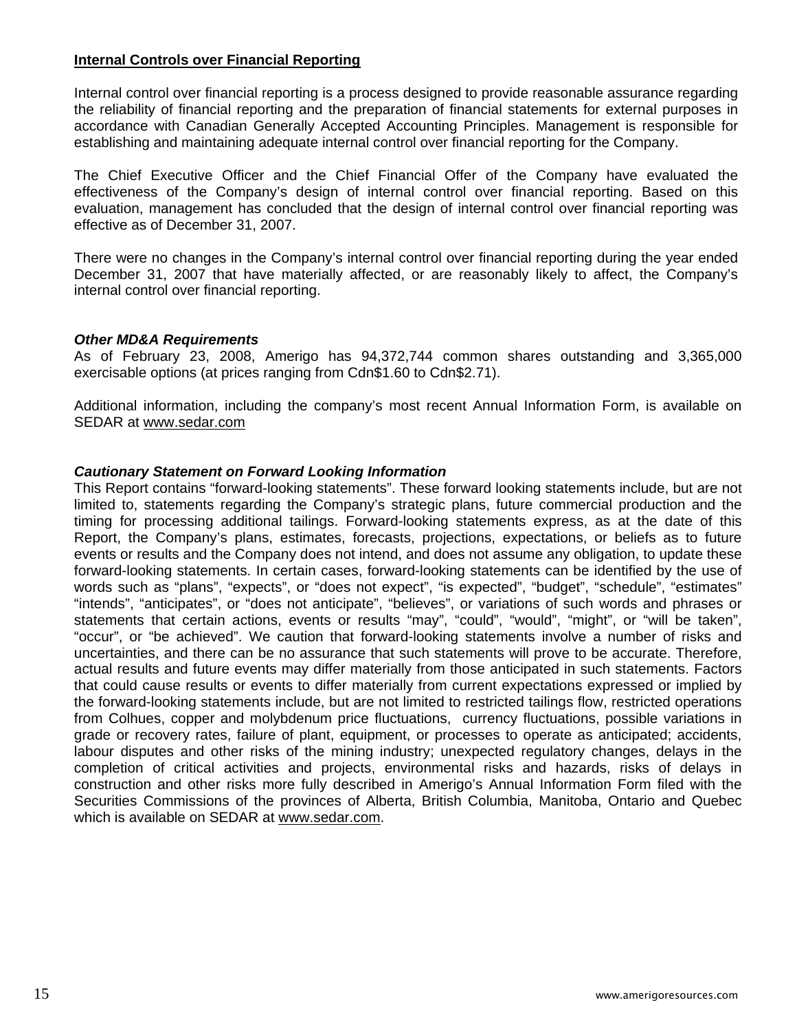**Internal Controls over Financial Reporting**

Internal control over financial reporting is a process designed to provide reasonable assurance regarding the reliability of financial reporting and the preparation of financial statements for external purposes in accordance with Canadian Generally Accepted Accounting Principles. Management is responsible for establishing and maintaining adequate internal control over financial reporting for the Company.

The Chief Executive Officer and the Chief Financial Offer of the Company have evaluated the effectiveness of the Company's design of internal control over financial reporting. Based on this evaluation, management has concluded that the design of internal control over financial reporting was effective as of December 31, 2007.

There were no changes in the Company's internal control over financial reporting during the year ended December 31, 2007 that have materially affected, or are reasonably likely to affect, the Company's internal control over financial reporting.

***Other MD&A Requirements***

As of February 23, 2008, Amerigo has 94,372,744 common shares outstanding and 3,365,000 exercisable options (at prices ranging from Cdn$1.60 to Cdn$2.71).

Additional information, including the company's most recent Annual Information Form, is available on SEDAR at www.sedar.com

***Cautionary Statement on Forward Looking Information***

This Report contains "forward-looking statements". These forward looking statements include, but are not limited to, statements regarding the Company's strategic plans, future commercial production and the timing for processing additional tailings. Forward-looking statements express, as at the date of this Report, the Company's plans, estimates, forecasts, projections, expectations, or beliefs as to future events or results and the Company does not intend, and does not assume any obligation, to update these forward-looking statements. In certain cases, forward-looking statements can be identified by the use of words such as "plans", "expects", or "does not expect", "is expected", "budget", "schedule", "estimates" "intends", "anticipates", or "does not anticipate", "believes", or variations of such words and phrases or statements that certain actions, events or results "may", "could", "would", "might", or "will be taken", "occur", or "be achieved". We caution that forward-looking statements involve a number of risks and uncertainties, and there can be no assurance that such statements will prove to be accurate. Therefore, actual results and future events may differ materially from those anticipated in such statements. Factors that could cause results or events to differ materially from current expectations expressed or implied by the forward-looking statements include, but are not limited to restricted tailings flow, restricted operations from Colhues, copper and molybdenum price fluctuations, currency fluctuations, possible variations in grade or recovery rates, failure of plant, equipment, or processes to operate as anticipated; accidents, labour disputes and other risks of the mining industry; unexpected regulatory changes, delays in the completion of critical activities and projects, environmental risks and hazards, risks of delays in construction and other risks more fully described in Amerigo's Annual Information Form filed with the Securities Commissions of the provinces of Alberta, British Columbia, Manitoba, Ontario and Quebec which is available on SEDAR at www.sedar.com.